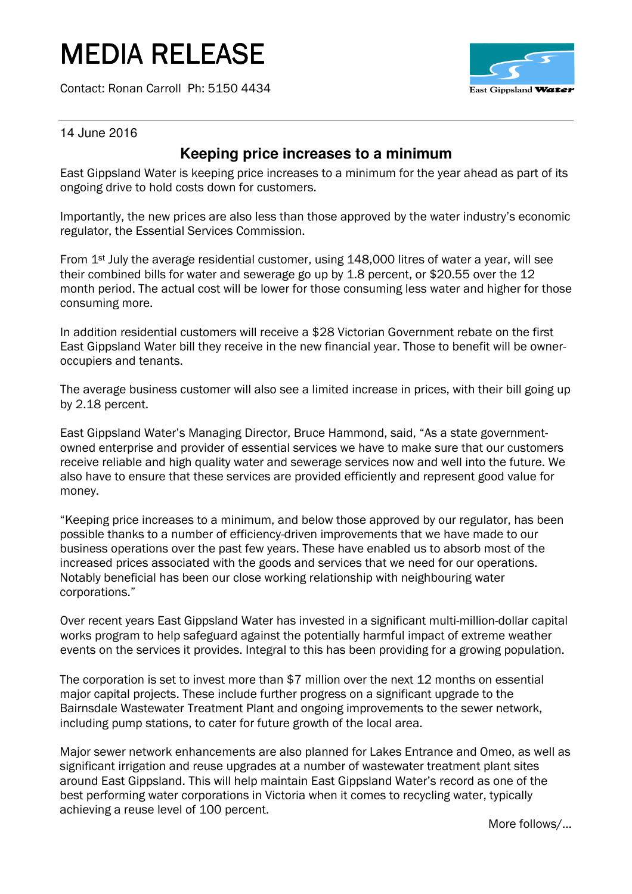# MEDIA RELEASE

Contact: Ronan Carroll Ph: 5150 4434

14 June 2016

## Keeping price increases to a minimum

East Gippsland Water is keeping price increases to a minimum for the year ahead as part of its ongoing drive to hold costs down for customers.

Importantly, the new prices are also less than those approved by the water industry's economic regulator, the Essential Services Commission.

From 1st July the average residential customer, using 148,000 litres of water a year, will see their combined bills for water and sewerage go up by 1.8 percent, or $20.55 over the 12 month period. The actual cost will be lower for those consuming less water and higher for those consuming more.

In addition residential customers will receive a $28 Victorian Government rebate on the first East Gippsland Water bill they receive in the new financial year. Those to benefit will be owner-occupiers and tenants.

The average business customer will also see a limited increase in prices, with their bill going up by 2.18 percent.

East Gippsland Water's Managing Director, Bruce Hammond, said, "As a state government-owned enterprise and provider of essential services we have to make sure that our customers receive reliable and high quality water and sewerage services now and well into the future. We also have to ensure that these services are provided efficiently and represent good value for money.

"Keeping price increases to a minimum, and below those approved by our regulator, has been possible thanks to a number of efficiency-driven improvements that we have made to our business operations over the past few years. These have enabled us to absorb most of the increased prices associated with the goods and services that we need for our operations. Notably beneficial has been our close working relationship with neighbouring water corporations."

Over recent years East Gippsland Water has invested in a significant multi-million-dollar capital works program to help safeguard against the potentially harmful impact of extreme weather events on the services it provides. Integral to this has been providing for a growing population.

The corporation is set to invest more than $7 million over the next 12 months on essential major capital projects. These include further progress on a significant upgrade to the Bairnsdale Wastewater Treatment Plant and ongoing improvements to the sewer network, including pump stations, to cater for future growth of the local area.

Major sewer network enhancements are also planned for Lakes Entrance and Omeo, as well as significant irrigation and reuse upgrades at a number of wastewater treatment plant sites around East Gippsland. This will help maintain East Gippsland Water's record as one of the best performing water corporations in Victoria when it comes to recycling water, typically achieving a reuse level of 100 percent.

More follows/...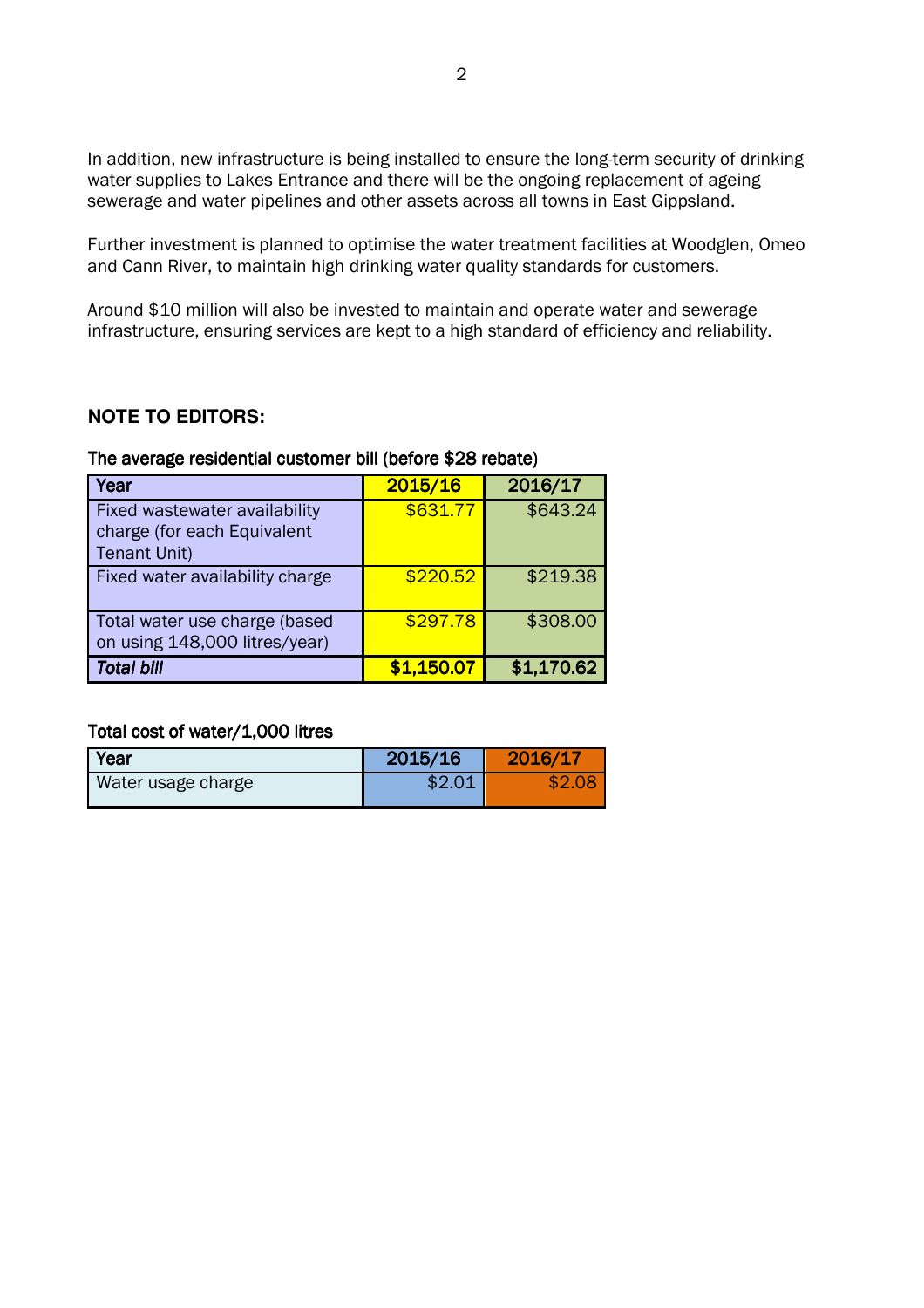In addition, new infrastructure is being installed to ensure the long-term security of drinking water supplies to Lakes Entrance and there will be the ongoing replacement of ageing sewerage and water pipelines and other assets across all towns in East Gippsland.

Further investment is planned to optimise the water treatment facilities at Woodglen, Omeo and Cann River, to maintain high drinking water quality standards for customers.

Around $10 million will also be invested to maintain and operate water and sewerage infrastructure, ensuring services are kept to a high standard of efficiency and reliability.

## NOTE TO EDITORS:

**The average residential customer bill (before $28 rebate)**

| Year | 2015/16 | 2016/17 |
|---|---|---|
| Fixed wastewater availability charge (for each Equivalent Tenant Unit) | $631.77 | $643.24 |
| Fixed water availability charge | $220.52 | $219.38 |
| Total water use charge (based on using 148,000 litres/year) | $297.78 | $308.00 |
| ***Total bill*** | **$1,150.07** | **$1,170.62** |

**Total cost of water/1,000 litres**

| Year | 2015/16 | 2016/17 |
|---|---|---|
| Water usage charge | $2.01 | $2.08 |